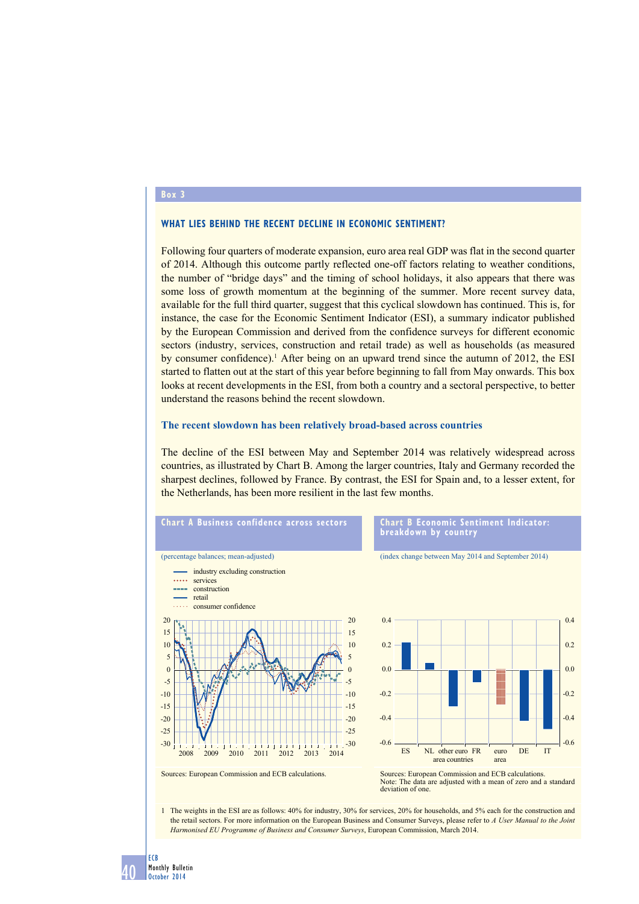Box 3

## WHAT LIES BEHIND THE RECENT DECLINE IN ECONOMIC SENTIMENT?

Following four quarters of moderate expansion, euro area real GDP was flat in the second quarter of 2014. Although this outcome partly reflected one-off factors relating to weather conditions, the number of "bridge days" and the timing of school holidays, it also appears that there was some loss of growth momentum at the beginning of the summer. More recent survey data, available for the full third quarter, suggest that this cyclical slowdown has continued. This is, for instance, the case for the Economic Sentiment Indicator (ESI), a summary indicator published by the European Commission and derived from the confidence surveys for different economic sectors (industry, services, construction and retail trade) as well as households (as measured by consumer confidence).[1] After being on an upward trend since the autumn of 2012, the ESI started to flatten out at the start of this year before beginning to fall from May onwards. This box looks at recent developments in the ESI, from both a country and a sectoral perspective, to better understand the reasons behind the recent slowdown.

### The recent slowdown has been relatively broad-based across countries

The decline of the ESI between May and September 2014 was relatively widespread across countries, as illustrated by Chart B. Among the larger countries, Italy and Germany recorded the sharpest declines, followed by France. By contrast, the ESI for Spain and, to a lesser extent, for the Netherlands, has been more resilient in the last few months.

**Chart A Business confidence across sectors**

(percentage balances; mean-adjusted)

- industry excluding construction
- services
- construction
- retail
- consumer confidence

Sources: European Commission and ECB calculations.

**Chart B Economic Sentiment Indicator: breakdown by country**

(index change between May 2014 and September 2014)

| | ES | NL | other euro area countries | FR | euro area | DE | IT |
|---|---|---|---|---|---|---|---|
| Change | 0.22 | 0.05 | -0.30 | -0.10 | -0.29 | -0.42 | -0.49 |

Sources: European Commission and ECB calculations.
Note: The data are adjusted with a mean of zero and a standard deviation of one.

1 The weights in the ESI are as follows: 40% for industry, 30% for services, 20% for households, and 5% each for the construction and the retail sectors. For more information on the European Business and Consumer Surveys, please refer to *A User Manual to the Joint Harmonised EU Programme of Business and Consumer Surveys*, European Commission, March 2014.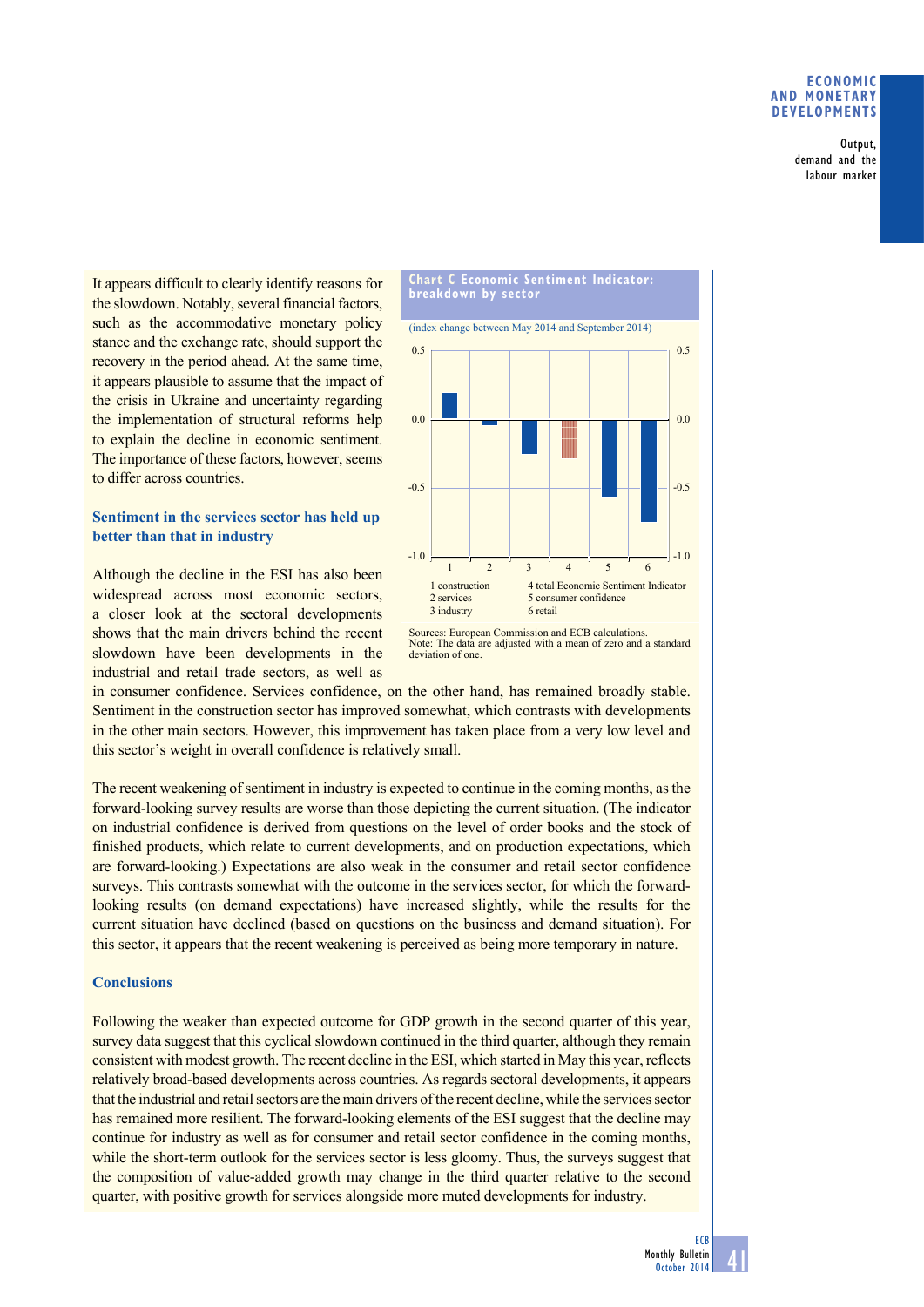It appears difficult to clearly identify reasons for the slowdown. Notably, several financial factors, such as the accommodative monetary policy stance and the exchange rate, should support the recovery in the period ahead. At the same time, it appears plausible to assume that the impact of the crisis in Ukraine and uncertainty regarding the implementation of structural reforms help to explain the decline in economic sentiment. The importance of these factors, however, seems to differ across countries.

**Chart C Economic Sentiment Indicator: breakdown by sector**

(index change between May 2014 and September 2014)

0.5
0.0
-0.5
-1.0

1 2 3 4 5 6

1 construction
2 services
3 industry
4 total Economic Sentiment Indicator
5 consumer confidence
6 retail

Sources: European Commission and ECB calculations.
Note: The data are adjusted with a mean of zero and a standard deviation of one.

### Sentiment in the services sector has held up better than that in industry

Although the decline in the ESI has also been widespread across most economic sectors, a closer look at the sectoral developments shows that the main drivers behind the recent slowdown have been developments in the industrial and retail trade sectors, as well as in consumer confidence. Services confidence, on the other hand, has remained broadly stable. Sentiment in the construction sector has improved somewhat, which contrasts with developments in the other main sectors. However, this improvement has taken place from a very low level and this sector's weight in overall confidence is relatively small.

The recent weakening of sentiment in industry is expected to continue in the coming months, as the forward-looking survey results are worse than those depicting the current situation. (The indicator on industrial confidence is derived from questions on the level of order books and the stock of finished products, which relate to current developments, and on production expectations, which are forward-looking.) Expectations are also weak in the consumer and retail sector confidence surveys. This contrasts somewhat with the outcome in the services sector, for which the forward-looking results (on demand expectations) have increased slightly, while the results for the current situation have declined (based on questions on the business and demand situation). For this sector, it appears that the recent weakening is perceived as being more temporary in nature.

### Conclusions

Following the weaker than expected outcome for GDP growth in the second quarter of this year, survey data suggest that this cyclical slowdown continued in the third quarter, although they remain consistent with modest growth. The recent decline in the ESI, which started in May this year, reflects relatively broad-based developments across countries. As regards sectoral developments, it appears that the industrial and retail sectors are the main drivers of the recent decline, while the services sector has remained more resilient. The forward-looking elements of the ESI suggest that the decline may continue for industry as well as for consumer and retail sector confidence in the coming months, while the short-term outlook for the services sector is less gloomy. Thus, the surveys suggest that the composition of value-added growth may change in the third quarter relative to the second quarter, with positive growth for services alongside more muted developments for industry.